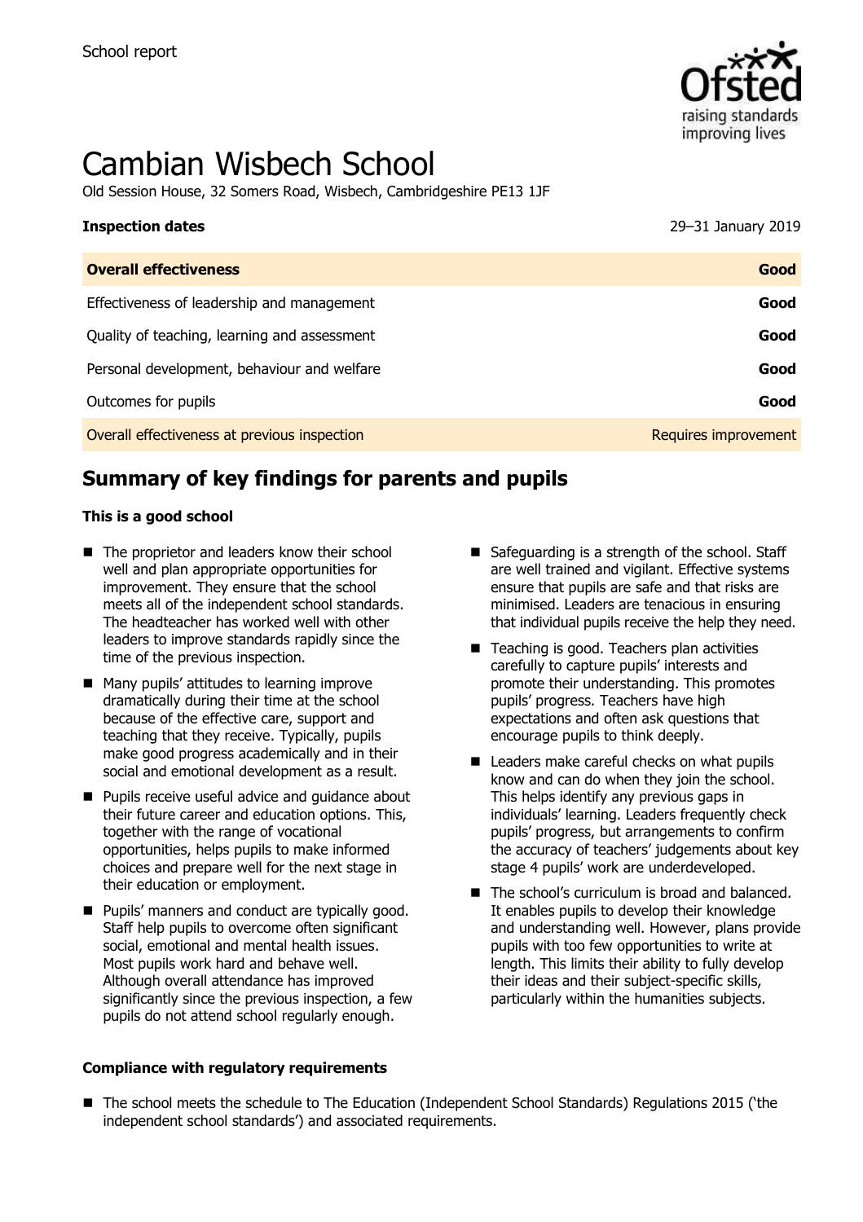School report

# Cambian Wisbech School

Old Session House, 32 Somers Road, Wisbech, Cambridgeshire PE13 1JF

| **Inspection dates** | 29–31 January 2019 |
| --- | --- |
| **Overall effectiveness** | **Good** |
| Effectiveness of leadership and management | **Good** |
| Quality of teaching, learning and assessment | **Good** |
| Personal development, behaviour and welfare | **Good** |
| Outcomes for pupils | **Good** |
| Overall effectiveness at previous inspection | Requires improvement |

## Summary of key findings for parents and pupils

**This is a good school**

- The proprietor and leaders know their school well and plan appropriate opportunities for improvement. They ensure that the school meets all of the independent school standards. The headteacher has worked well with other leaders to improve standards rapidly since the time of the previous inspection.
- Many pupils' attitudes to learning improve dramatically during their time at the school because of the effective care, support and teaching that they receive. Typically, pupils make good progress academically and in their social and emotional development as a result.
- Pupils receive useful advice and guidance about their future career and education options. This, together with the range of vocational opportunities, helps pupils to make informed choices and prepare well for the next stage in their education or employment.
- Pupils' manners and conduct are typically good. Staff help pupils to overcome often significant social, emotional and mental health issues. Most pupils work hard and behave well. Although overall attendance has improved significantly since the previous inspection, a few pupils do not attend school regularly enough.
- Safeguarding is a strength of the school. Staff are well trained and vigilant. Effective systems ensure that pupils are safe and that risks are minimised. Leaders are tenacious in ensuring that individual pupils receive the help they need.
- Teaching is good. Teachers plan activities carefully to capture pupils' interests and promote their understanding. This promotes pupils' progress. Teachers have high expectations and often ask questions that encourage pupils to think deeply.
- Leaders make careful checks on what pupils know and can do when they join the school. This helps identify any previous gaps in individuals' learning. Leaders frequently check pupils' progress, but arrangements to confirm the accuracy of teachers' judgements about key stage 4 pupils' work are underdeveloped.
- The school's curriculum is broad and balanced. It enables pupils to develop their knowledge and understanding well. However, plans provide pupils with too few opportunities to write at length. This limits their ability to fully develop their ideas and their subject-specific skills, particularly within the humanities subjects.

**Compliance with regulatory requirements**

- The school meets the schedule to The Education (Independent School Standards) Regulations 2015 ('the independent school standards') and associated requirements.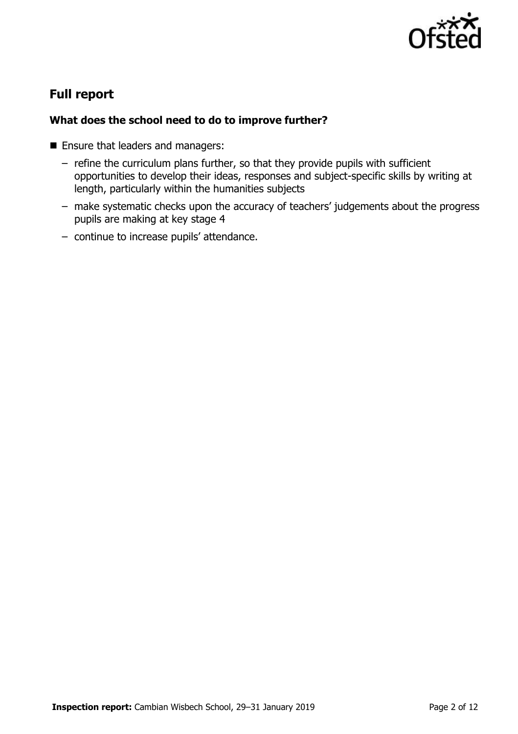## Full report

### What does the school need to do to improve further?

- Ensure that leaders and managers:
  - refine the curriculum plans further, so that they provide pupils with sufficient opportunities to develop their ideas, responses and subject-specific skills by writing at length, particularly within the humanities subjects
  - make systematic checks upon the accuracy of teachers' judgements about the progress pupils are making at key stage 4
  - continue to increase pupils' attendance.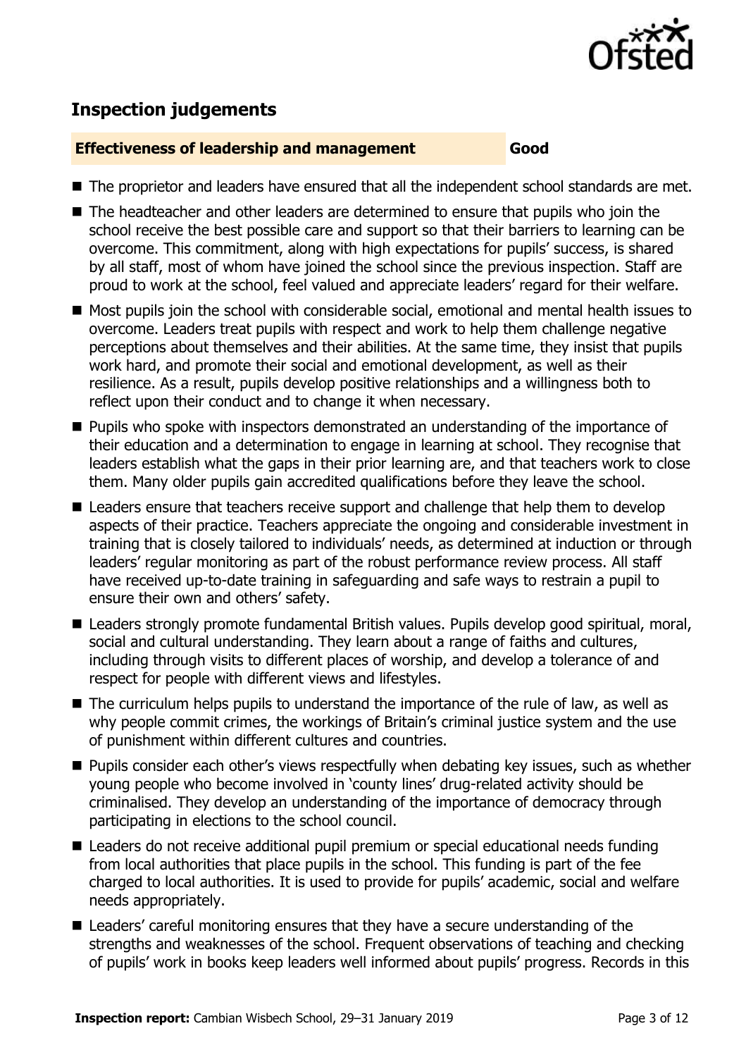## Inspection judgements

| **Effectiveness of leadership and management** | **Good** |
| --- | --- |

- The proprietor and leaders have ensured that all the independent school standards are met.
- The headteacher and other leaders are determined to ensure that pupils who join the school receive the best possible care and support so that their barriers to learning can be overcome. This commitment, along with high expectations for pupils' success, is shared by all staff, most of whom have joined the school since the previous inspection. Staff are proud to work at the school, feel valued and appreciate leaders' regard for their welfare.
- Most pupils join the school with considerable social, emotional and mental health issues to overcome. Leaders treat pupils with respect and work to help them challenge negative perceptions about themselves and their abilities. At the same time, they insist that pupils work hard, and promote their social and emotional development, as well as their resilience. As a result, pupils develop positive relationships and a willingness both to reflect upon their conduct and to change it when necessary.
- Pupils who spoke with inspectors demonstrated an understanding of the importance of their education and a determination to engage in learning at school. They recognise that leaders establish what the gaps in their prior learning are, and that teachers work to close them. Many older pupils gain accredited qualifications before they leave the school.
- Leaders ensure that teachers receive support and challenge that help them to develop aspects of their practice. Teachers appreciate the ongoing and considerable investment in training that is closely tailored to individuals' needs, as determined at induction or through leaders' regular monitoring as part of the robust performance review process. All staff have received up-to-date training in safeguarding and safe ways to restrain a pupil to ensure their own and others' safety.
- Leaders strongly promote fundamental British values. Pupils develop good spiritual, moral, social and cultural understanding. They learn about a range of faiths and cultures, including through visits to different places of worship, and develop a tolerance of and respect for people with different views and lifestyles.
- The curriculum helps pupils to understand the importance of the rule of law, as well as why people commit crimes, the workings of Britain's criminal justice system and the use of punishment within different cultures and countries.
- Pupils consider each other's views respectfully when debating key issues, such as whether young people who become involved in 'county lines' drug-related activity should be criminalised. They develop an understanding of the importance of democracy through participating in elections to the school council.
- Leaders do not receive additional pupil premium or special educational needs funding from local authorities that place pupils in the school. This funding is part of the fee charged to local authorities. It is used to provide for pupils' academic, social and welfare needs appropriately.
- Leaders' careful monitoring ensures that they have a secure understanding of the strengths and weaknesses of the school. Frequent observations of teaching and checking of pupils' work in books keep leaders well informed about pupils' progress. Records in this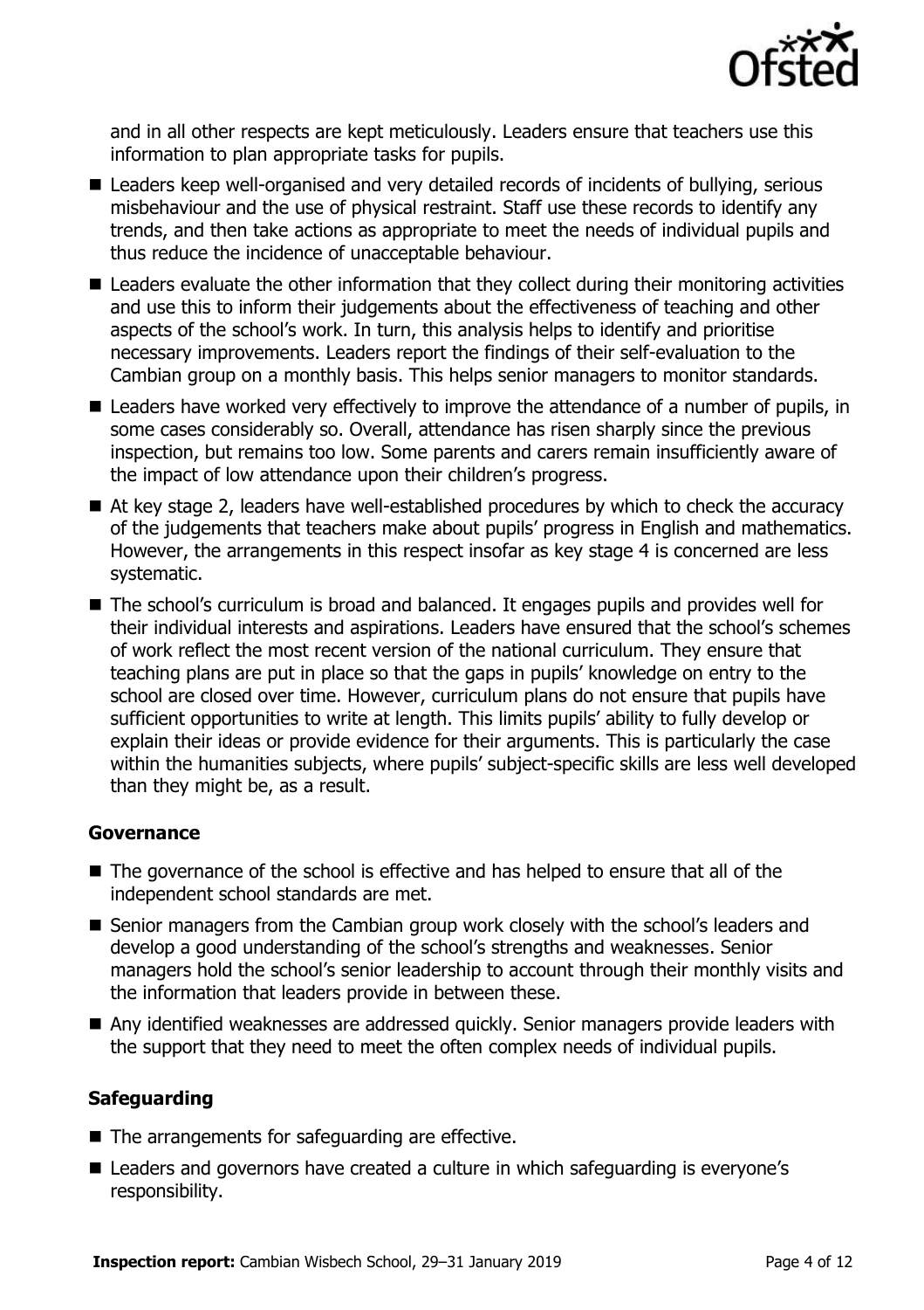and in all other respects are kept meticulously. Leaders ensure that teachers use this information to plan appropriate tasks for pupils.

- Leaders keep well-organised and very detailed records of incidents of bullying, serious misbehaviour and the use of physical restraint. Staff use these records to identify any trends, and then take actions as appropriate to meet the needs of individual pupils and thus reduce the incidence of unacceptable behaviour.
- Leaders evaluate the other information that they collect during their monitoring activities and use this to inform their judgements about the effectiveness of teaching and other aspects of the school's work. In turn, this analysis helps to identify and prioritise necessary improvements. Leaders report the findings of their self-evaluation to the Cambian group on a monthly basis. This helps senior managers to monitor standards.
- Leaders have worked very effectively to improve the attendance of a number of pupils, in some cases considerably so. Overall, attendance has risen sharply since the previous inspection, but remains too low. Some parents and carers remain insufficiently aware of the impact of low attendance upon their children's progress.
- At key stage 2, leaders have well-established procedures by which to check the accuracy of the judgements that teachers make about pupils' progress in English and mathematics. However, the arrangements in this respect insofar as key stage 4 is concerned are less systematic.
- The school's curriculum is broad and balanced. It engages pupils and provides well for their individual interests and aspirations. Leaders have ensured that the school's schemes of work reflect the most recent version of the national curriculum. They ensure that teaching plans are put in place so that the gaps in pupils' knowledge on entry to the school are closed over time. However, curriculum plans do not ensure that pupils have sufficient opportunities to write at length. This limits pupils' ability to fully develop or explain their ideas or provide evidence for their arguments. This is particularly the case within the humanities subjects, where pupils' subject-specific skills are less well developed than they might be, as a result.

### Governance

- The governance of the school is effective and has helped to ensure that all of the independent school standards are met.
- Senior managers from the Cambian group work closely with the school's leaders and develop a good understanding of the school's strengths and weaknesses. Senior managers hold the school's senior leadership to account through their monthly visits and the information that leaders provide in between these.
- Any identified weaknesses are addressed quickly. Senior managers provide leaders with the support that they need to meet the often complex needs of individual pupils.

### Safeguarding

- The arrangements for safeguarding are effective.
- Leaders and governors have created a culture in which safeguarding is everyone's responsibility.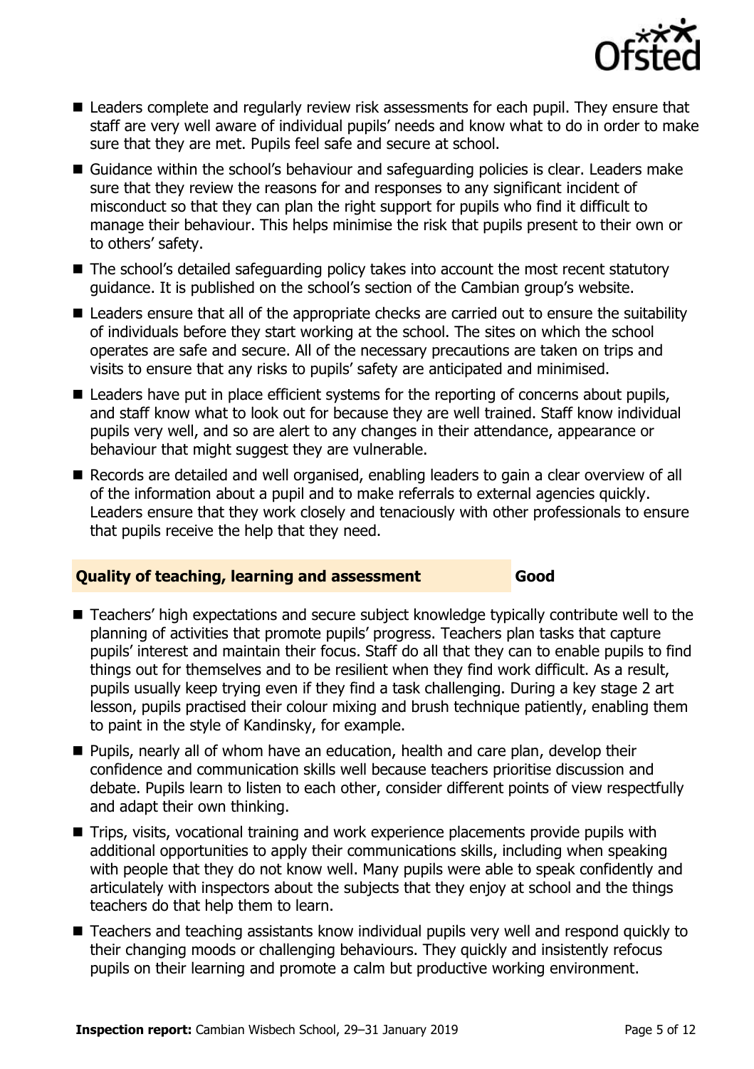- Leaders complete and regularly review risk assessments for each pupil. They ensure that staff are very well aware of individual pupils' needs and know what to do in order to make sure that they are met. Pupils feel safe and secure at school.
- Guidance within the school's behaviour and safeguarding policies is clear. Leaders make sure that they review the reasons for and responses to any significant incident of misconduct so that they can plan the right support for pupils who find it difficult to manage their behaviour. This helps minimise the risk that pupils present to their own or to others' safety.
- The school's detailed safeguarding policy takes into account the most recent statutory guidance. It is published on the school's section of the Cambian group's website.
- Leaders ensure that all of the appropriate checks are carried out to ensure the suitability of individuals before they start working at the school. The sites on which the school operates are safe and secure. All of the necessary precautions are taken on trips and visits to ensure that any risks to pupils' safety are anticipated and minimised.
- Leaders have put in place efficient systems for the reporting of concerns about pupils, and staff know what to look out for because they are well trained. Staff know individual pupils very well, and so are alert to any changes in their attendance, appearance or behaviour that might suggest they are vulnerable.
- Records are detailed and well organised, enabling leaders to gain a clear overview of all of the information about a pupil and to make referrals to external agencies quickly. Leaders ensure that they work closely and tenaciously with other professionals to ensure that pupils receive the help that they need.

## Quality of teaching, learning and assessment — Good

- Teachers' high expectations and secure subject knowledge typically contribute well to the planning of activities that promote pupils' progress. Teachers plan tasks that capture pupils' interest and maintain their focus. Staff do all that they can to enable pupils to find things out for themselves and to be resilient when they find work difficult. As a result, pupils usually keep trying even if they find a task challenging. During a key stage 2 art lesson, pupils practised their colour mixing and brush technique patiently, enabling them to paint in the style of Kandinsky, for example.
- Pupils, nearly all of whom have an education, health and care plan, develop their confidence and communication skills well because teachers prioritise discussion and debate. Pupils learn to listen to each other, consider different points of view respectfully and adapt their own thinking.
- Trips, visits, vocational training and work experience placements provide pupils with additional opportunities to apply their communications skills, including when speaking with people that they do not know well. Many pupils were able to speak confidently and articulately with inspectors about the subjects that they enjoy at school and the things teachers do that help them to learn.
- Teachers and teaching assistants know individual pupils very well and respond quickly to their changing moods or challenging behaviours. They quickly and insistently refocus pupils on their learning and promote a calm but productive working environment.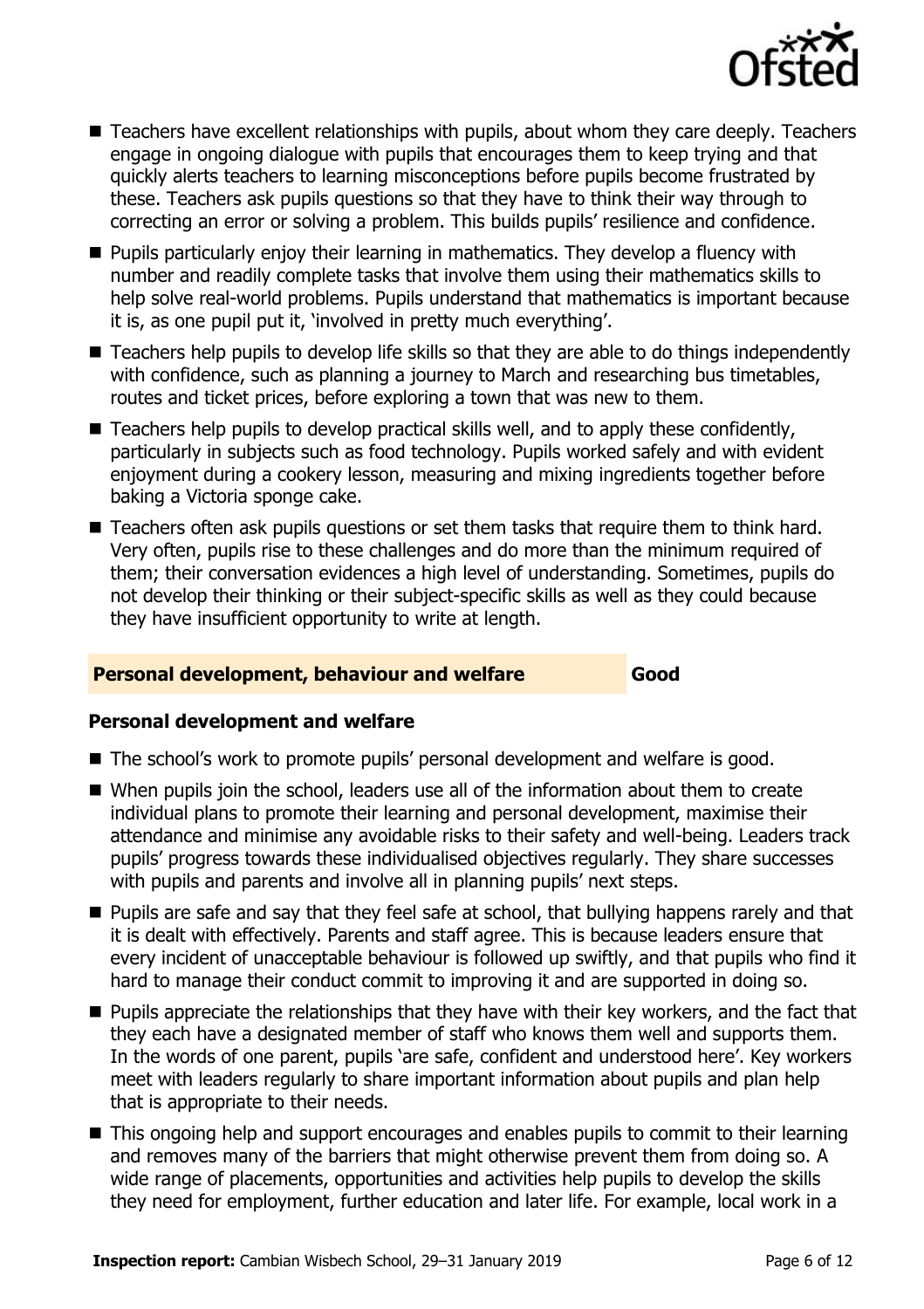- Teachers have excellent relationships with pupils, about whom they care deeply. Teachers engage in ongoing dialogue with pupils that encourages them to keep trying and that quickly alerts teachers to learning misconceptions before pupils become frustrated by these. Teachers ask pupils questions so that they have to think their way through to correcting an error or solving a problem. This builds pupils' resilience and confidence.
- Pupils particularly enjoy their learning in mathematics. They develop a fluency with number and readily complete tasks that involve them using their mathematics skills to help solve real-world problems. Pupils understand that mathematics is important because it is, as one pupil put it, 'involved in pretty much everything'.
- Teachers help pupils to develop life skills so that they are able to do things independently with confidence, such as planning a journey to March and researching bus timetables, routes and ticket prices, before exploring a town that was new to them.
- Teachers help pupils to develop practical skills well, and to apply these confidently, particularly in subjects such as food technology. Pupils worked safely and with evident enjoyment during a cookery lesson, measuring and mixing ingredients together before baking a Victoria sponge cake.
- Teachers often ask pupils questions or set them tasks that require them to think hard. Very often, pupils rise to these challenges and do more than the minimum required of them; their conversation evidences a high level of understanding. Sometimes, pupils do not develop their thinking or their subject-specific skills as well as they could because they have insufficient opportunity to write at length.

## Personal development, behaviour and welfare — Good

### Personal development and welfare

- The school's work to promote pupils' personal development and welfare is good.
- When pupils join the school, leaders use all of the information about them to create individual plans to promote their learning and personal development, maximise their attendance and minimise any avoidable risks to their safety and well-being. Leaders track pupils' progress towards these individualised objectives regularly. They share successes with pupils and parents and involve all in planning pupils' next steps.
- Pupils are safe and say that they feel safe at school, that bullying happens rarely and that it is dealt with effectively. Parents and staff agree. This is because leaders ensure that every incident of unacceptable behaviour is followed up swiftly, and that pupils who find it hard to manage their conduct commit to improving it and are supported in doing so.
- Pupils appreciate the relationships that they have with their key workers, and the fact that they each have a designated member of staff who knows them well and supports them. In the words of one parent, pupils 'are safe, confident and understood here'. Key workers meet with leaders regularly to share important information about pupils and plan help that is appropriate to their needs.
- This ongoing help and support encourages and enables pupils to commit to their learning and removes many of the barriers that might otherwise prevent them from doing so. A wide range of placements, opportunities and activities help pupils to develop the skills they need for employment, further education and later life. For example, local work in a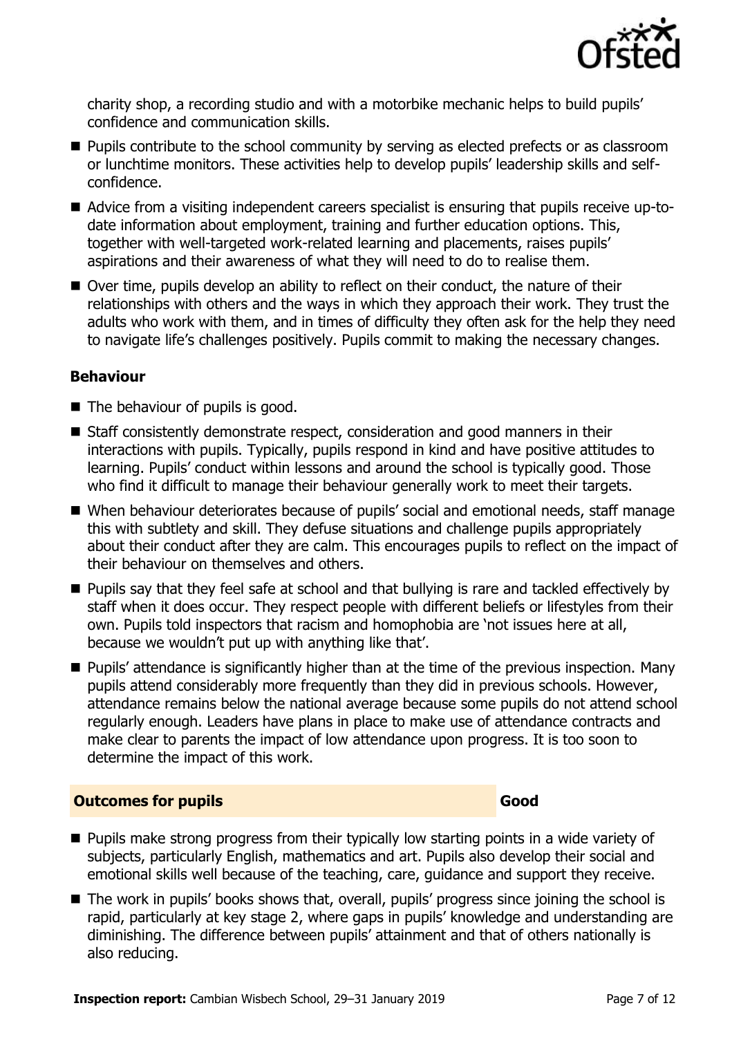charity shop, a recording studio and with a motorbike mechanic helps to build pupils' confidence and communication skills.

- Pupils contribute to the school community by serving as elected prefects or as classroom or lunchtime monitors. These activities help to develop pupils' leadership skills and self-confidence.
- Advice from a visiting independent careers specialist is ensuring that pupils receive up-to-date information about employment, training and further education options. This, together with well-targeted work-related learning and placements, raises pupils' aspirations and their awareness of what they will need to do to realise them.
- Over time, pupils develop an ability to reflect on their conduct, the nature of their relationships with others and the ways in which they approach their work. They trust the adults who work with them, and in times of difficulty they often ask for the help they need to navigate life's challenges positively. Pupils commit to making the necessary changes.

### Behaviour

- The behaviour of pupils is good.
- Staff consistently demonstrate respect, consideration and good manners in their interactions with pupils. Typically, pupils respond in kind and have positive attitudes to learning. Pupils' conduct within lessons and around the school is typically good. Those who find it difficult to manage their behaviour generally work to meet their targets.
- When behaviour deteriorates because of pupils' social and emotional needs, staff manage this with subtlety and skill. They defuse situations and challenge pupils appropriately about their conduct after they are calm. This encourages pupils to reflect on the impact of their behaviour on themselves and others.
- Pupils say that they feel safe at school and that bullying is rare and tackled effectively by staff when it does occur. They respect people with different beliefs or lifestyles from their own. Pupils told inspectors that racism and homophobia are 'not issues here at all, because we wouldn't put up with anything like that'.
- Pupils' attendance is significantly higher than at the time of the previous inspection. Many pupils attend considerably more frequently than they did in previous schools. However, attendance remains below the national average because some pupils do not attend school regularly enough. Leaders have plans in place to make use of attendance contracts and make clear to parents the impact of low attendance upon progress. It is too soon to determine the impact of this work.

## Outcomes for pupils — Good

- Pupils make strong progress from their typically low starting points in a wide variety of subjects, particularly English, mathematics and art. Pupils also develop their social and emotional skills well because of the teaching, care, guidance and support they receive.
- The work in pupils' books shows that, overall, pupils' progress since joining the school is rapid, particularly at key stage 2, where gaps in pupils' knowledge and understanding are diminishing. The difference between pupils' attainment and that of others nationally is also reducing.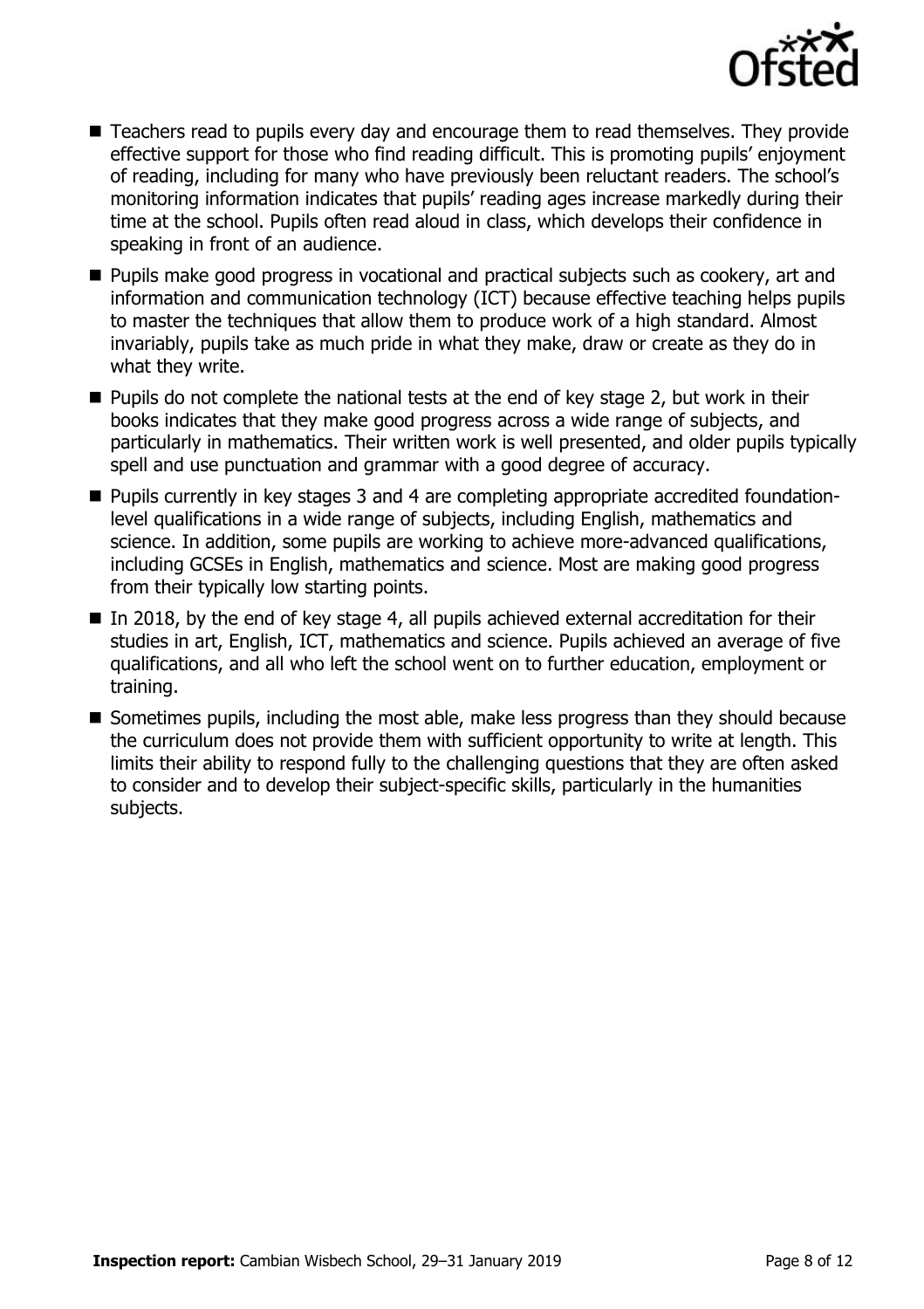- Teachers read to pupils every day and encourage them to read themselves. They provide effective support for those who find reading difficult. This is promoting pupils' enjoyment of reading, including for many who have previously been reluctant readers. The school's monitoring information indicates that pupils' reading ages increase markedly during their time at the school. Pupils often read aloud in class, which develops their confidence in speaking in front of an audience.
- Pupils make good progress in vocational and practical subjects such as cookery, art and information and communication technology (ICT) because effective teaching helps pupils to master the techniques that allow them to produce work of a high standard. Almost invariably, pupils take as much pride in what they make, draw or create as they do in what they write.
- Pupils do not complete the national tests at the end of key stage 2, but work in their books indicates that they make good progress across a wide range of subjects, and particularly in mathematics. Their written work is well presented, and older pupils typically spell and use punctuation and grammar with a good degree of accuracy.
- Pupils currently in key stages 3 and 4 are completing appropriate accredited foundation-level qualifications in a wide range of subjects, including English, mathematics and science. In addition, some pupils are working to achieve more-advanced qualifications, including GCSEs in English, mathematics and science. Most are making good progress from their typically low starting points.
- In 2018, by the end of key stage 4, all pupils achieved external accreditation for their studies in art, English, ICT, mathematics and science. Pupils achieved an average of five qualifications, and all who left the school went on to further education, employment or training.
- Sometimes pupils, including the most able, make less progress than they should because the curriculum does not provide them with sufficient opportunity to write at length. This limits their ability to respond fully to the challenging questions that they are often asked to consider and to develop their subject-specific skills, particularly in the humanities subjects.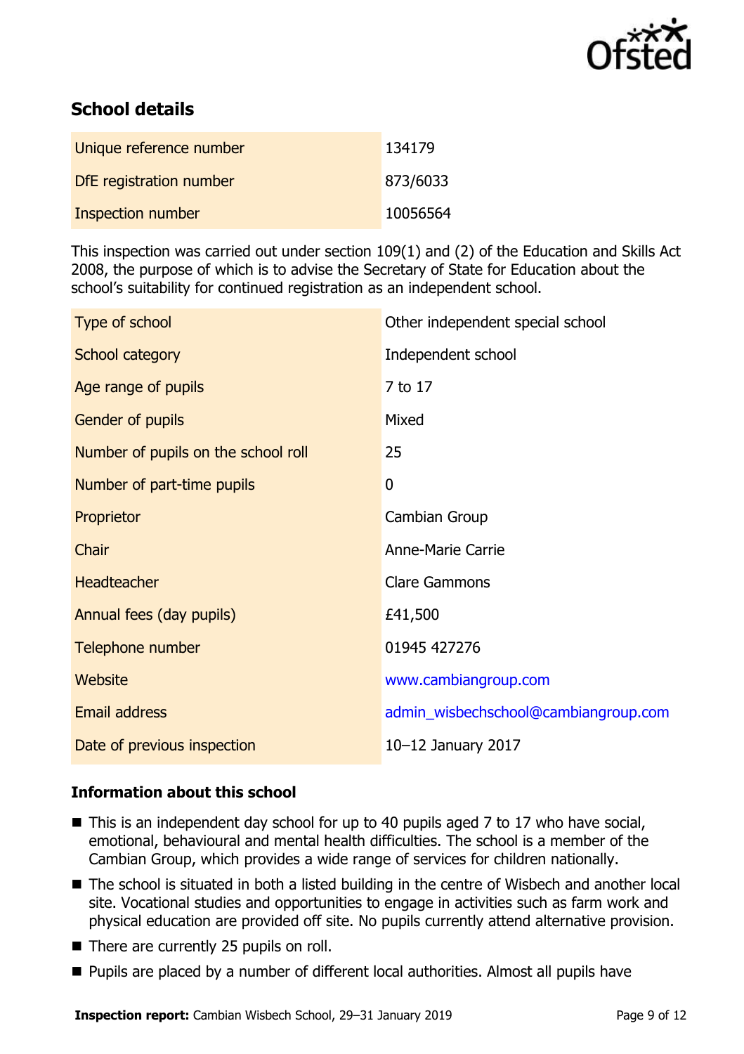## School details

| | |
|---|---|
| Unique reference number | 134179 |
| DfE registration number | 873/6033 |
| Inspection number | 10056564 |

This inspection was carried out under section 109(1) and (2) of the Education and Skills Act 2008, the purpose of which is to advise the Secretary of State for Education about the school's suitability for continued registration as an independent school.

| | |
|---|---|
| Type of school | Other independent special school |
| School category | Independent school |
| Age range of pupils | 7 to 17 |
| Gender of pupils | Mixed |
| Number of pupils on the school roll | 25 |
| Number of part-time pupils | 0 |
| Proprietor | Cambian Group |
| Chair | Anne-Marie Carrie |
| Headteacher | Clare Gammons |
| Annual fees (day pupils) | £41,500 |
| Telephone number | 01945 427276 |
| Website | www.cambiangroup.com |
| Email address | admin_wisbechschool@cambiangroup.com |
| Date of previous inspection | 10–12 January 2017 |

### Information about this school

- This is an independent day school for up to 40 pupils aged 7 to 17 who have social, emotional, behavioural and mental health difficulties. The school is a member of the Cambian Group, which provides a wide range of services for children nationally.
- The school is situated in both a listed building in the centre of Wisbech and another local site. Vocational studies and opportunities to engage in activities such as farm work and physical education are provided off site. No pupils currently attend alternative provision.
- There are currently 25 pupils on roll.
- Pupils are placed by a number of different local authorities. Almost all pupils have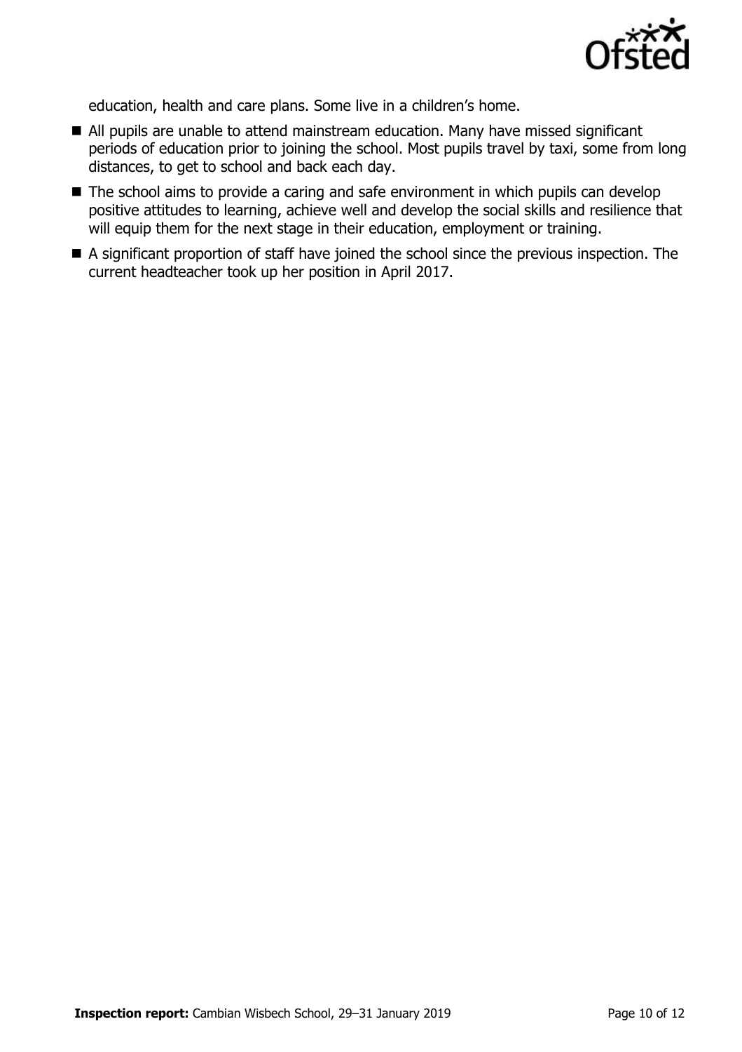education, health and care plans. Some live in a children's home.

- All pupils are unable to attend mainstream education. Many have missed significant periods of education prior to joining the school. Most pupils travel by taxi, some from long distances, to get to school and back each day.
- The school aims to provide a caring and safe environment in which pupils can develop positive attitudes to learning, achieve well and develop the social skills and resilience that will equip them for the next stage in their education, employment or training.
- A significant proportion of staff have joined the school since the previous inspection. The current headteacher took up her position in April 2017.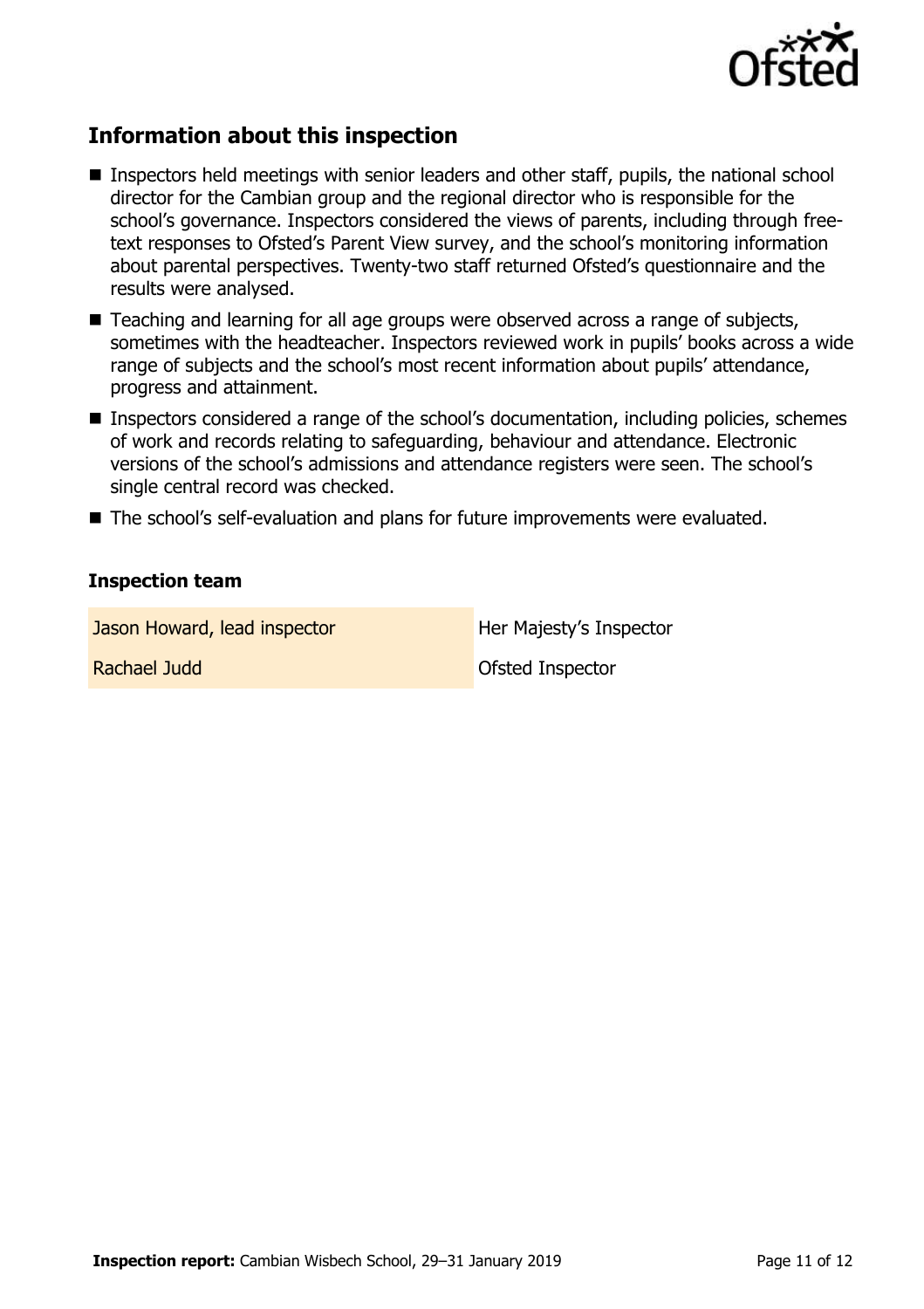## Information about this inspection

- Inspectors held meetings with senior leaders and other staff, pupils, the national school director for the Cambian group and the regional director who is responsible for the school's governance. Inspectors considered the views of parents, including through free-text responses to Ofsted's Parent View survey, and the school's monitoring information about parental perspectives. Twenty-two staff returned Ofsted's questionnaire and the results were analysed.
- Teaching and learning for all age groups were observed across a range of subjects, sometimes with the headteacher. Inspectors reviewed work in pupils' books across a wide range of subjects and the school's most recent information about pupils' attendance, progress and attainment.
- Inspectors considered a range of the school's documentation, including policies, schemes of work and records relating to safeguarding, behaviour and attendance. Electronic versions of the school's admissions and attendance registers were seen. The school's single central record was checked.
- The school's self-evaluation and plans for future improvements were evaluated.

### Inspection team

| | |
|---|---|
| Jason Howard, lead inspector | Her Majesty's Inspector |
| Rachael Judd | Ofsted Inspector |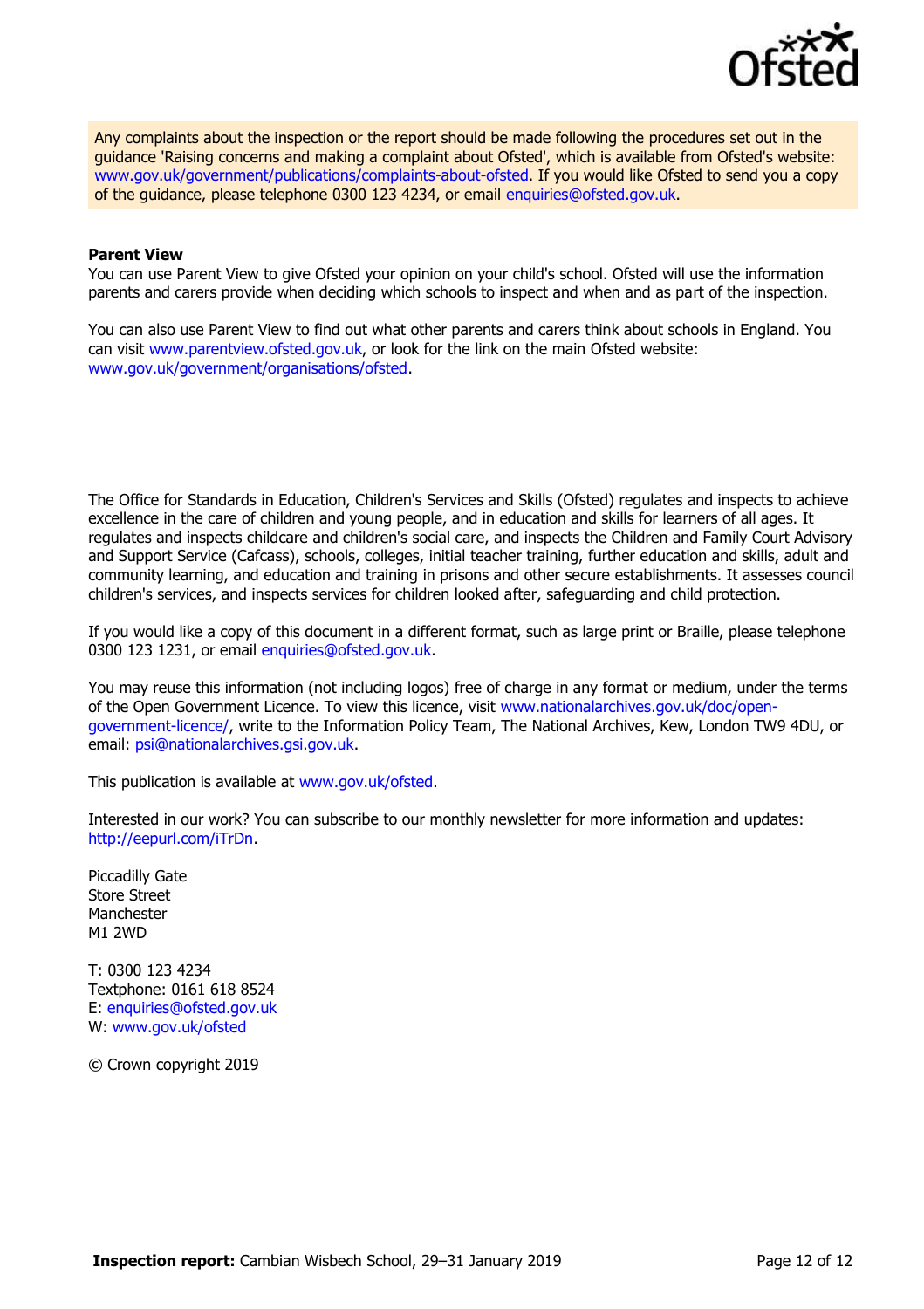Any complaints about the inspection or the report should be made following the procedures set out in the guidance 'Raising concerns and making a complaint about Ofsted', which is available from Ofsted's website: www.gov.uk/government/publications/complaints-about-ofsted. If you would like Ofsted to send you a copy of the guidance, please telephone 0300 123 4234, or email enquiries@ofsted.gov.uk.

**Parent View**

You can use Parent View to give Ofsted your opinion on your child's school. Ofsted will use the information parents and carers provide when deciding which schools to inspect and when and as part of the inspection.

You can also use Parent View to find out what other parents and carers think about schools in England. You can visit www.parentview.ofsted.gov.uk, or look for the link on the main Ofsted website: www.gov.uk/government/organisations/ofsted.

The Office for Standards in Education, Children's Services and Skills (Ofsted) regulates and inspects to achieve excellence in the care of children and young people, and in education and skills for learners of all ages. It regulates and inspects childcare and children's social care, and inspects the Children and Family Court Advisory and Support Service (Cafcass), schools, colleges, initial teacher training, further education and skills, adult and community learning, and education and training in prisons and other secure establishments. It assesses council children's services, and inspects services for children looked after, safeguarding and child protection.

If you would like a copy of this document in a different format, such as large print or Braille, please telephone 0300 123 1231, or email enquiries@ofsted.gov.uk.

You may reuse this information (not including logos) free of charge in any format or medium, under the terms of the Open Government Licence. To view this licence, visit www.nationalarchives.gov.uk/doc/open-government-licence/, write to the Information Policy Team, The National Archives, Kew, London TW9 4DU, or email: psi@nationalarchives.gsi.gov.uk.

This publication is available at www.gov.uk/ofsted.

Interested in our work? You can subscribe to our monthly newsletter for more information and updates: http://eepurl.com/iTrDn.

Piccadilly Gate
Store Street
Manchester
M1 2WD

T: 0300 123 4234
Textphone: 0161 618 8524
E: enquiries@ofsted.gov.uk
W: www.gov.uk/ofsted

© Crown copyright 2019